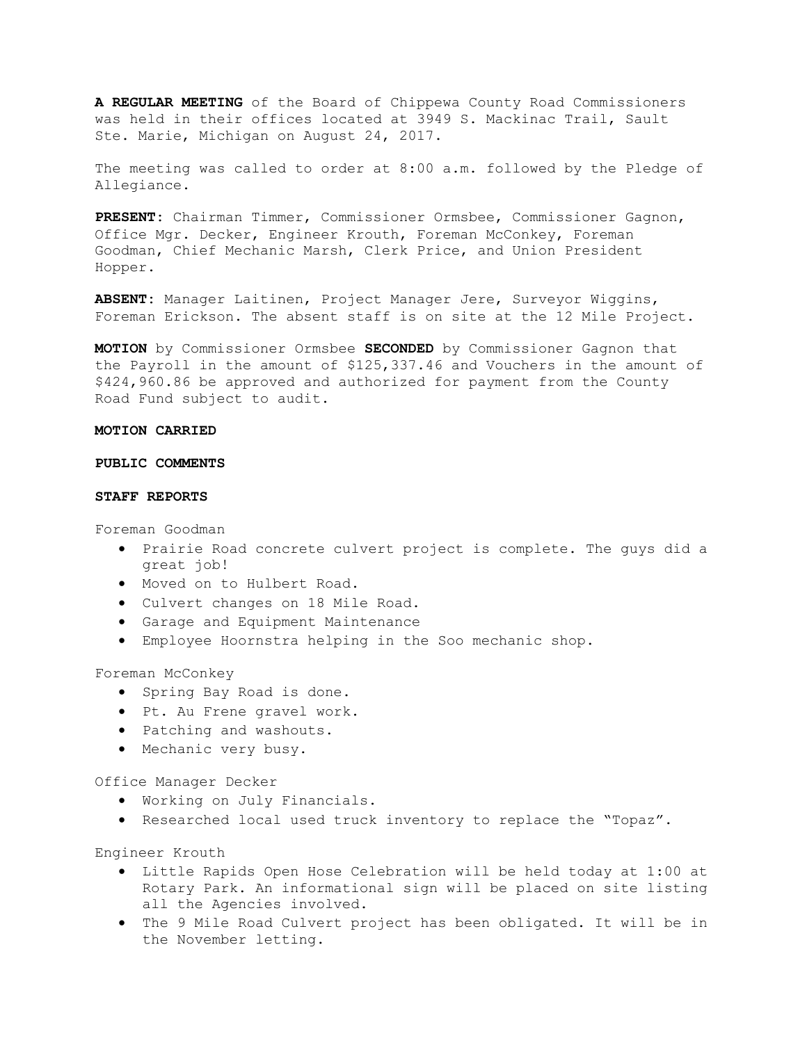**A REGULAR MEETING** of the Board of Chippewa County Road Commissioners was held in their offices located at 3949 S. Mackinac Trail, Sault Ste. Marie, Michigan on August 24, 2017.

The meeting was called to order at 8:00 a.m. followed by the Pledge of Allegiance.

**PRESENT**: Chairman Timmer, Commissioner Ormsbee, Commissioner Gagnon, Office Mgr. Decker, Engineer Krouth, Foreman McConkey, Foreman Goodman, Chief Mechanic Marsh, Clerk Price, and Union President Hopper.

**ABSENT**: Manager Laitinen, Project Manager Jere, Surveyor Wiggins, Foreman Erickson. The absent staff is on site at the 12 Mile Project.

**MOTION** by Commissioner Ormsbee **SECONDED** by Commissioner Gagnon that the Payroll in the amount of $125,337.46 and Vouchers in the amount of $424,960.86 be approved and authorized for payment from the County Road Fund subject to audit.

**MOTION CARRIED**

**PUBLIC COMMENTS**

**STAFF REPORTS**

Foreman Goodman

- Prairie Road concrete culvert project is complete. The guys did a great job!
- Moved on to Hulbert Road.
- Culvert changes on 18 Mile Road.
- Garage and Equipment Maintenance
- Employee Hoornstra helping in the Soo mechanic shop.

Foreman McConkey

- Spring Bay Road is done.
- Pt. Au Frene gravel work.
- Patching and washouts.
- Mechanic very busy.

Office Manager Decker

- Working on July Financials.
- Researched local used truck inventory to replace the "Topaz".

Engineer Krouth

- Little Rapids Open Hose Celebration will be held today at 1:00 at Rotary Park. An informational sign will be placed on site listing all the Agencies involved.
- The 9 Mile Road Culvert project has been obligated. It will be in the November letting.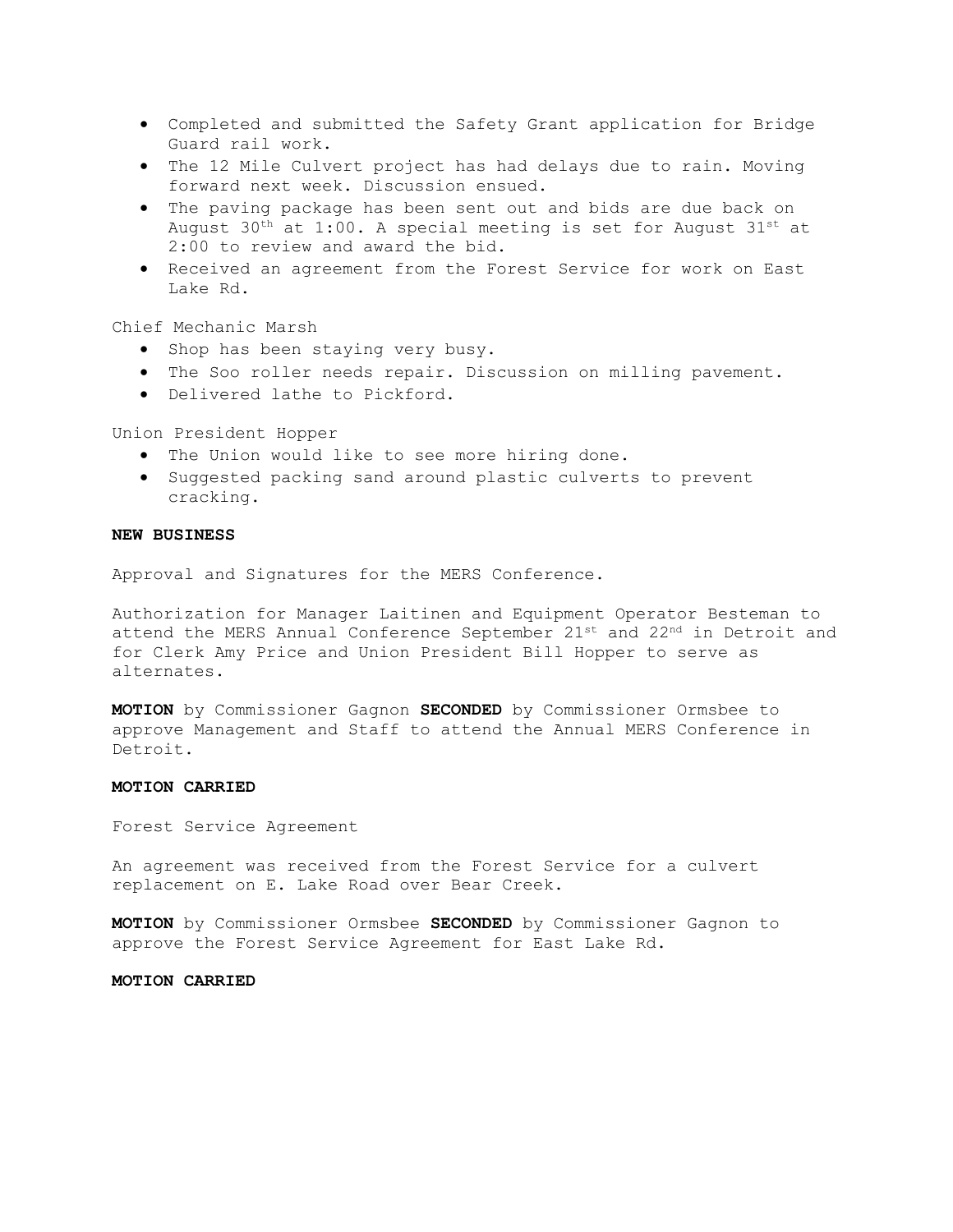- Completed and submitted the Safety Grant application for Bridge Guard rail work.
- The 12 Mile Culvert project has had delays due to rain. Moving forward next week. Discussion ensued.
- The paving package has been sent out and bids are due back on August 30th at 1:00. A special meeting is set for August 31st at 2:00 to review and award the bid.
- Received an agreement from the Forest Service for work on East Lake Rd.

Chief Mechanic Marsh

- Shop has been staying very busy.
- The Soo roller needs repair. Discussion on milling pavement.
- Delivered lathe to Pickford.

Union President Hopper

- The Union would like to see more hiring done.
- Suggested packing sand around plastic culverts to prevent cracking.

**NEW BUSINESS**

Approval and Signatures for the MERS Conference.

Authorization for Manager Laitinen and Equipment Operator Besteman to attend the MERS Annual Conference September 21st and 22nd in Detroit and for Clerk Amy Price and Union President Bill Hopper to serve as alternates.

**MOTION** by Commissioner Gagnon **SECONDED** by Commissioner Ormsbee to approve Management and Staff to attend the Annual MERS Conference in Detroit.

**MOTION CARRIED**

Forest Service Agreement

An agreement was received from the Forest Service for a culvert replacement on E. Lake Road over Bear Creek.

**MOTION** by Commissioner Ormsbee **SECONDED** by Commissioner Gagnon to approve the Forest Service Agreement for East Lake Rd.

**MOTION CARRIED**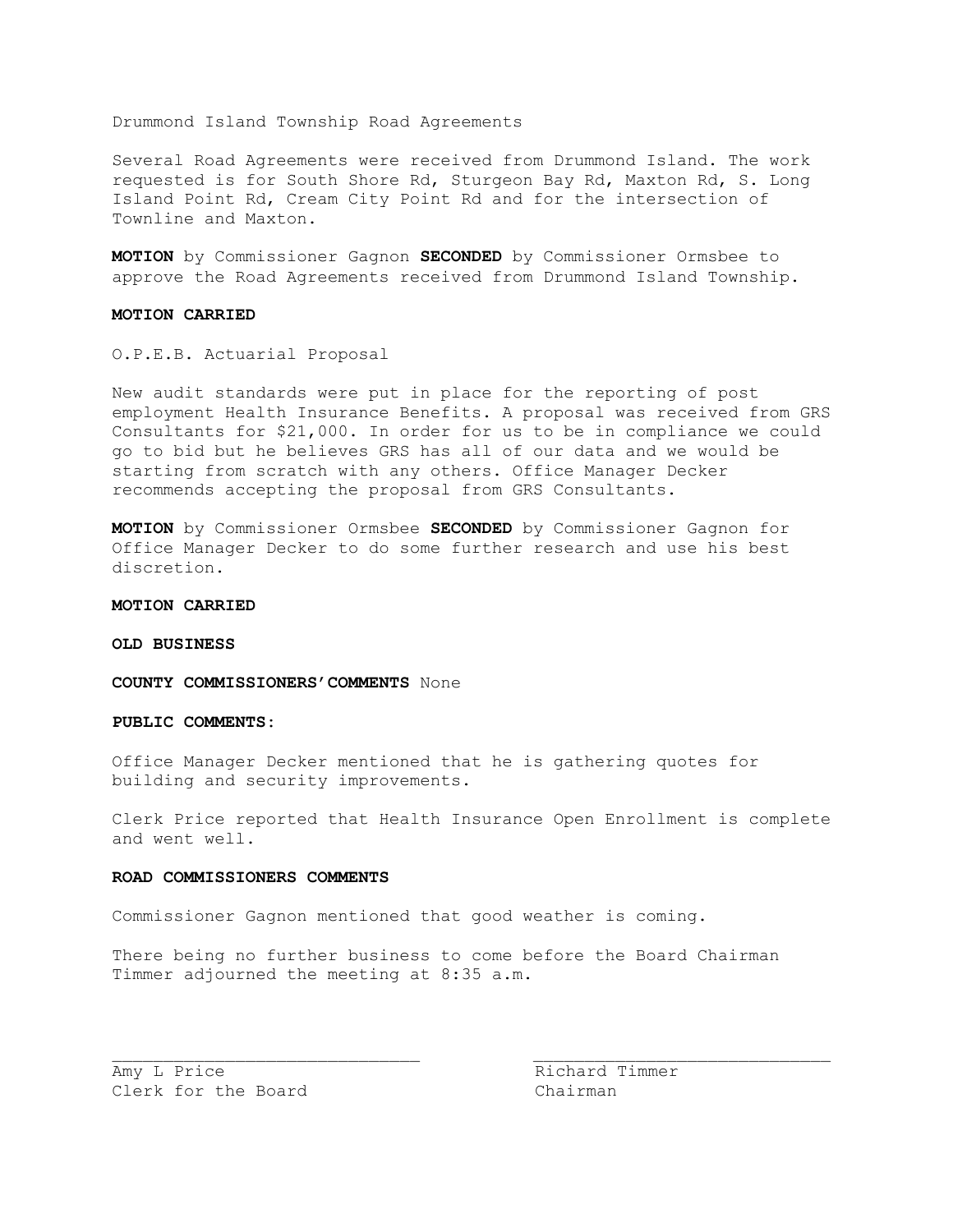Drummond Island Township Road Agreements

Several Road Agreements were received from Drummond Island. The work requested is for South Shore Rd, Sturgeon Bay Rd, Maxton Rd, S. Long Island Point Rd, Cream City Point Rd and for the intersection of Townline and Maxton.

**MOTION** by Commissioner Gagnon **SECONDED** by Commissioner Ormsbee to approve the Road Agreements received from Drummond Island Township.

**MOTION CARRIED**

O.P.E.B. Actuarial Proposal

New audit standards were put in place for the reporting of post employment Health Insurance Benefits. A proposal was received from GRS Consultants for $21,000. In order for us to be in compliance we could go to bid but he believes GRS has all of our data and we would be starting from scratch with any others. Office Manager Decker recommends accepting the proposal from GRS Consultants.

**MOTION** by Commissioner Ormsbee **SECONDED** by Commissioner Gagnon for Office Manager Decker to do some further research and use his best discretion.

**MOTION CARRIED**

**OLD BUSINESS**

**COUNTY COMMISSIONERS' COMMENTS** None

**PUBLIC COMMENTS:**

Office Manager Decker mentioned that he is gathering quotes for building and security improvements.

Clerk Price reported that Health Insurance Open Enrollment is complete and went well.

**ROAD COMMISSIONERS COMMENTS**

Commissioner Gagnon mentioned that good weather is coming.

There being no further business to come before the Board Chairman Timmer adjourned the meeting at 8:35 a.m.

______________________________

Amy L Price
Clerk for the Board

______________________________

Richard Timmer
Chairman